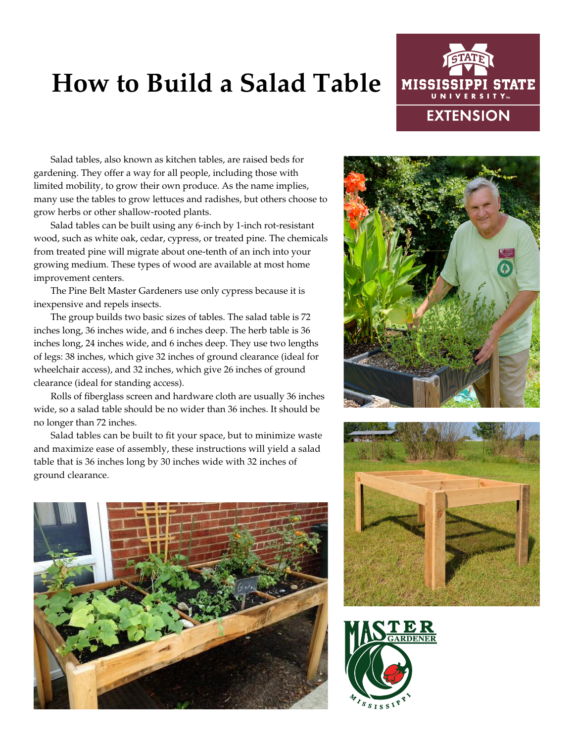# How to Build a Salad Table

Salad tables, also known as kitchen tables, are raised beds for gardening. They offer a way for all people, including those with limited mobility, to grow their own produce. As the name implies, many use the tables to grow lettuces and radishes, but others choose to grow herbs or other shallow-rooted plants.

Salad tables can be built using any 6-inch by 1-inch rot-resistant wood, such as white oak, cedar, cypress, or treated pine. The chemicals from treated pine will migrate about one-tenth of an inch into your growing medium. These types of wood are available at most home improvement centers.

The Pine Belt Master Gardeners use only cypress because it is inexpensive and repels insects.

The group builds two basic sizes of tables. The salad table is 72 inches long, 36 inches wide, and 6 inches deep. The herb table is 36 inches long, 24 inches wide, and 6 inches deep. They use two lengths of legs: 38 inches, which give 32 inches of ground clearance (ideal for wheelchair access), and 32 inches, which give 26 inches of ground clearance (ideal for standing access).

Rolls of fiberglass screen and hardware cloth are usually 36 inches wide, so a salad table should be no wider than 36 inches. It should be no longer than 72 inches.

Salad tables can be built to fit your space, but to minimize waste and maximize ease of assembly, these instructions will yield a salad table that is 36 inches long by 30 inches wide with 32 inches of ground clearance.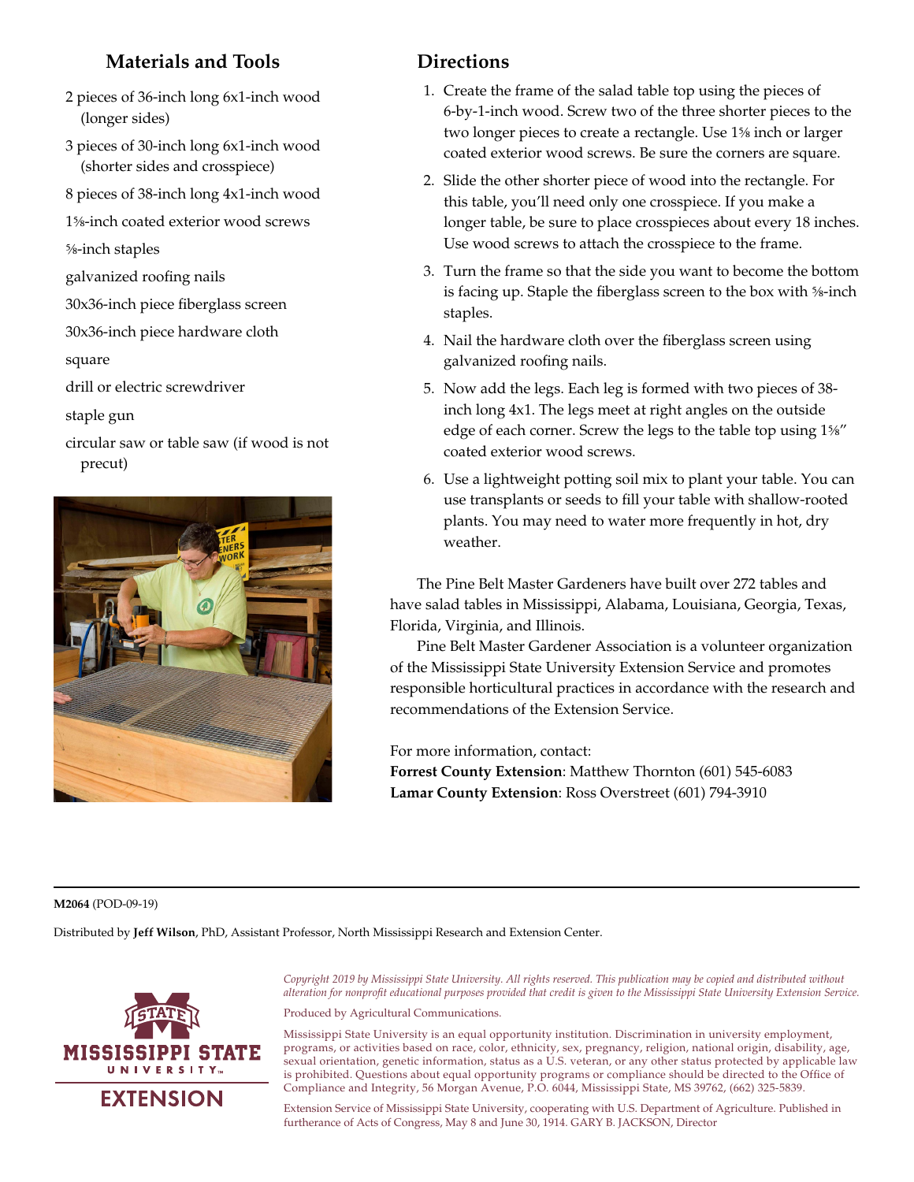## Materials and Tools

2 pieces of 36-inch long 6x1-inch wood (longer sides)

3 pieces of 30-inch long 6x1-inch wood (shorter sides and crosspiece)

8 pieces of 38-inch long 4x1-inch wood

1⅝-inch coated exterior wood screws

⅝-inch staples

galvanized roofing nails

30x36-inch piece fiberglass screen

30x36-inch piece hardware cloth

square

drill or electric screwdriver

staple gun

circular saw or table saw (if wood is not precut)

## Directions

1. Create the frame of the salad table top using the pieces of 6-by-1-inch wood. Screw two of the three shorter pieces to the two longer pieces to create a rectangle. Use 1⅝ inch or larger coated exterior wood screws. Be sure the corners are square.
2. Slide the other shorter piece of wood into the rectangle. For this table, you'll need only one crosspiece. If you make a longer table, be sure to place crosspieces about every 18 inches. Use wood screws to attach the crosspiece to the frame.
3. Turn the frame so that the side you want to become the bottom is facing up. Staple the fiberglass screen to the box with ⅝-inch staples.
4. Nail the hardware cloth over the fiberglass screen using galvanized roofing nails.
5. Now add the legs. Each leg is formed with two pieces of 38-inch long 4x1. The legs meet at right angles on the outside edge of each corner. Screw the legs to the table top using 1⅝" coated exterior wood screws.
6. Use a lightweight potting soil mix to plant your table. You can use transplants or seeds to fill your table with shallow-rooted plants. You may need to water more frequently in hot, dry weather.

The Pine Belt Master Gardeners have built over 272 tables and have salad tables in Mississippi, Alabama, Louisiana, Georgia, Texas, Florida, Virginia, and Illinois.

Pine Belt Master Gardener Association is a volunteer organization of the Mississippi State University Extension Service and promotes responsible horticultural practices in accordance with the research and recommendations of the Extension Service.

For more information, contact:
**Forrest County Extension**: Matthew Thornton (601) 545-6083
**Lamar County Extension**: Ross Overstreet (601) 794-3910

---

**M2064** (POD-09-19)

Distributed by **Jeff Wilson**, PhD, Assistant Professor, North Mississippi Research and Extension Center.

*Copyright 2019 by Mississippi State University. All rights reserved. This publication may be copied and distributed without alteration for nonprofit educational purposes provided that credit is given to the Mississippi State University Extension Service.*

Produced by Agricultural Communications.

Mississippi State University is an equal opportunity institution. Discrimination in university employment, programs, or activities based on race, color, ethnicity, sex, pregnancy, religion, national origin, disability, age, sexual orientation, genetic information, status as a U.S. veteran, or any other status protected by applicable law is prohibited. Questions about equal opportunity programs or compliance should be directed to the Office of Compliance and Integrity, 56 Morgan Avenue, P.O. 6044, Mississippi State, MS 39762, (662) 325-5839.

Extension Service of Mississippi State University, cooperating with U.S. Department of Agriculture. Published in furtherance of Acts of Congress, May 8 and June 30, 1914. GARY B. JACKSON, Director